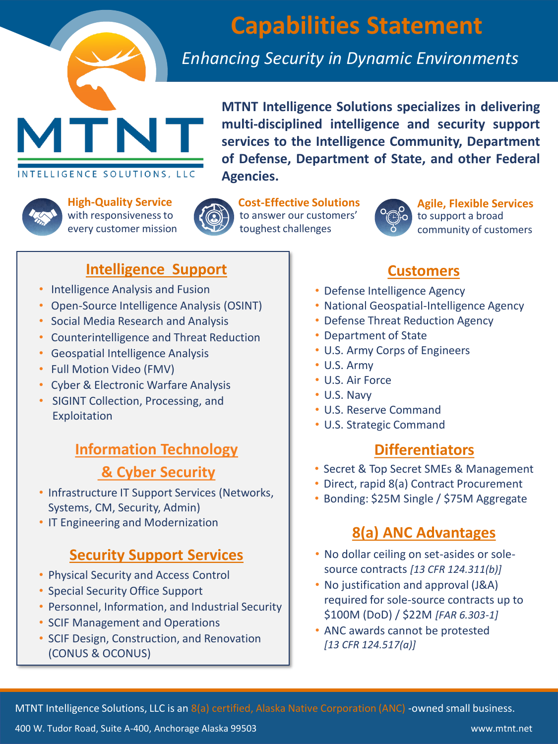# Capabilities Statement

*Enhancing Security in Dynamic Environments*

MTNT

INTELLIGENCE SOLUTIONS, LLC

**MTNT Intelligence Solutions specializes in delivering multi-disciplined intelligence and security support services to the Intelligence Community, Department of Defense, Department of State, and other Federal Agencies.**

**High-Quality Service** with responsiveness to every customer mission

**Cost-Effective Solutions** to answer our customers' toughest challenges

**Agile, Flexible Services** to support a broad community of customers

## Intelligence Support

- Intelligence Analysis and Fusion
- Open-Source Intelligence Analysis (OSINT)
- Social Media Research and Analysis
- Counterintelligence and Threat Reduction
- Geospatial Intelligence Analysis
- Full Motion Video (FMV)
- Cyber & Electronic Warfare Analysis
- SIGINT Collection, Processing, and Exploitation

## Information Technology & Cyber Security

- Infrastructure IT Support Services (Networks, Systems, CM, Security, Admin)
- IT Engineering and Modernization

## Security Support Services

- Physical Security and Access Control
- Special Security Office Support
- Personnel, Information, and Industrial Security
- SCIF Management and Operations
- SCIF Design, Construction, and Renovation (CONUS & OCONUS)

## Customers

- Defense Intelligence Agency
- National Geospatial-Intelligence Agency
- Defense Threat Reduction Agency
- Department of State
- U.S. Army Corps of Engineers
- U.S. Army
- U.S. Air Force
- U.S. Navy
- U.S. Reserve Command
- U.S. Strategic Command

## Differentiators

- Secret & Top Secret SMEs & Management
- Direct, rapid 8(a) Contract Procurement
- Bonding: $25M Single / $75M Aggregate

## 8(a) ANC Advantages

- No dollar ceiling on set-asides or sole-source contracts *[13 CFR 124.311(b)]*
- No justification and approval (J&A) required for sole-source contracts up to $100M (DoD) / $22M *[FAR 6.303-1]*
- ANC awards cannot be protested *[13 CFR 124.517(a)]*

MTNT Intelligence Solutions, LLC is an 8(a) certified, Alaska Native Corporation (ANC) -owned small business.

400 W. Tudor Road, Suite A-400, Anchorage Alaska 99503

www.mtnt.net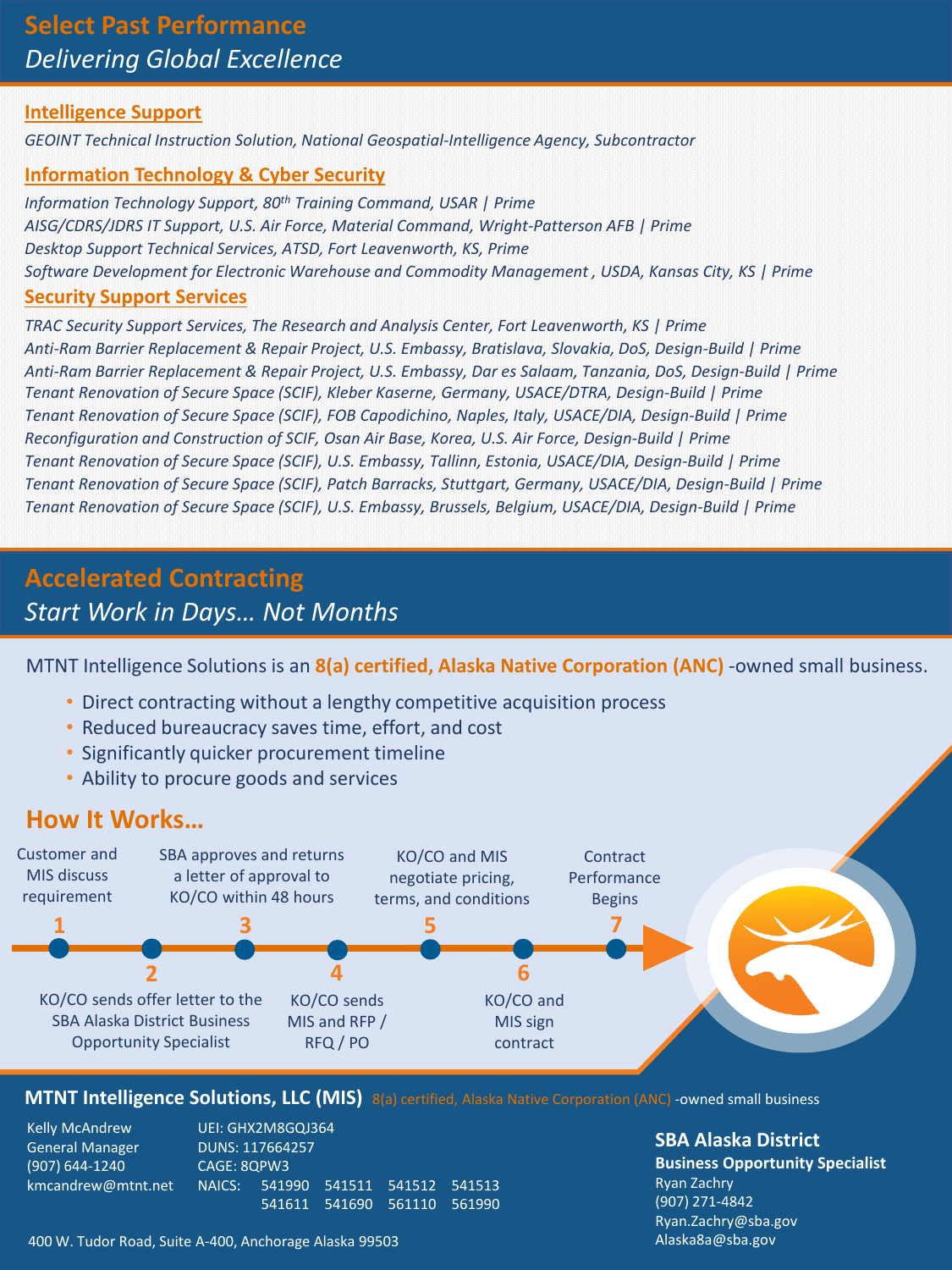# Select Past Performance

*Delivering Global Excellence*

## Intelligence Support

*GEOINT Technical Instruction Solution, National Geospatial-Intelligence Agency, Subcontractor*

## Information Technology & Cyber Security

*Information Technology Support, 80th Training Command, USAR | Prime*
*AISG/CDRS/JDRS IT Support, U.S. Air Force, Material Command, Wright-Patterson AFB | Prime*
*Desktop Support Technical Services, ATSD, Fort Leavenworth, KS, Prime*
*Software Development for Electronic Warehouse and Commodity Management , USDA, Kansas City, KS | Prime*

## Security Support Services

*TRAC Security Support Services, The Research and Analysis Center, Fort Leavenworth, KS | Prime*
*Anti-Ram Barrier Replacement & Repair Project, U.S. Embassy, Bratislava, Slovakia, DoS, Design-Build | Prime*
*Anti-Ram Barrier Replacement & Repair Project, U.S. Embassy, Dar es Salaam, Tanzania, DoS, Design-Build | Prime*
*Tenant Renovation of Secure Space (SCIF), Kleber Kaserne, Germany, USACE/DTRA, Design-Build | Prime*
*Tenant Renovation of Secure Space (SCIF), FOB Capodichino, Naples, Italy, USACE/DIA, Design-Build | Prime*
*Reconfiguration and Construction of SCIF, Osan Air Base, Korea, U.S. Air Force, Design-Build | Prime*
*Tenant Renovation of Secure Space (SCIF), U.S. Embassy, Tallinn, Estonia, USACE/DIA, Design-Build | Prime*
*Tenant Renovation of Secure Space (SCIF), Patch Barracks, Stuttgart, Germany, USACE/DIA, Design-Build | Prime*
*Tenant Renovation of Secure Space (SCIF), U.S. Embassy, Brussels, Belgium, USACE/DIA, Design-Build | Prime*

# Accelerated Contracting

*Start Work in Days… Not Months*

MTNT Intelligence Solutions is an **8(a) certified, Alaska Native Corporation (ANC)** -owned small business.

- Direct contracting without a lengthy competitive acquisition process
- Reduced bureaucracy saves time, effort, and cost
- Significantly quicker procurement timeline
- Ability to procure goods and services

## How It Works…

1. Customer and MIS discuss requirement
2. KO/CO sends offer letter to the SBA Alaska District Business Opportunity Specialist
3. SBA approves and returns a letter of approval to KO/CO within 48 hours
4. KO/CO sends MIS and RFP / RFQ / PO
5. KO/CO and MIS negotiate pricing, terms, and conditions
6. KO/CO and MIS sign contract
7. Contract Performance Begins

**MTNT Intelligence Solutions, LLC (MIS)** 8(a) certified, Alaska Native Corporation (ANC) -owned small business

Kelly McAndrew
General Manager
(907) 644-1240
kmcandrew@mtnt.net

UEI: GHX2M8GQJ364
DUNS: 117664257
CAGE: 8QPW3
NAICS: 541990 541511 541512 541513 541611 541690 561110 561990

400 W. Tudor Road, Suite A-400, Anchorage Alaska 99503

**SBA Alaska District**
**Business Opportunity Specialist**
Ryan Zachry
(907) 271-4842
Ryan.Zachry@sba.gov
Alaska8a@sba.gov